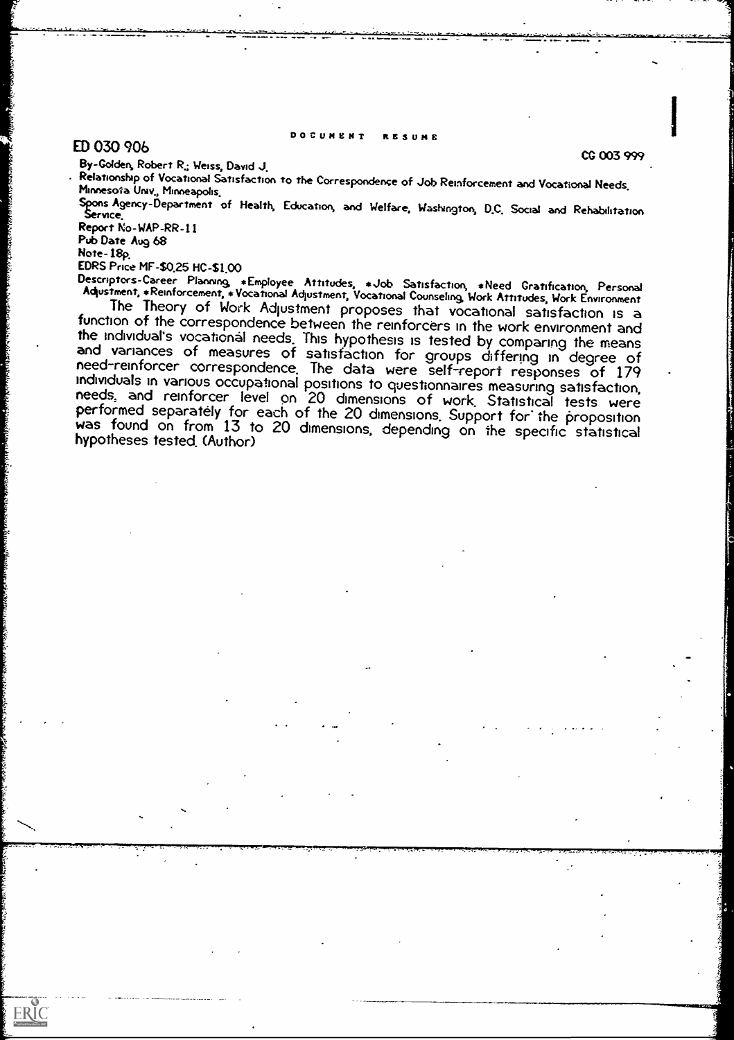DOCUMENT RESUME

ED 030 906

CG 003 999

By-Golden, Robert R.; Weiss, David J.

Relationship of Vocational Satisfaction to the Correspondence of Job Reinforcement and Vocational Needs.

Minnesota Univ., Minneapolis.

Spons Agency-Department of Health, Education, and Welfare, Washington, D.C. Social and Rehabilitation Service.

Report No-WAP-RR-11

Pub Date Aug 68

Note-18p.

EDRS Price MF-$0.25 HC-$1.00

Descriptors-Career Planning, *Employee Attitudes, *Job Satisfaction, *Need Gratification, Personal Adjustment, *Reinforcement, *Vocational Adjustment, Vocational Counseling, Work Attitudes, Work Environment

The Theory of Work Adjustment proposes that vocational satisfaction is a function of the correspondence between the reinforcers in the work environment and the individual's vocational needs. This hypothesis is tested by comparing the means and variances of measures of satisfaction for groups differing in degree of need-reinforcer correspondence. The data were self-report responses of 179 individuals in various occupational positions to questionnaires measuring satisfaction, needs, and reinforcer level on 20 dimensions of work. Statistical tests were performed separately for each of the 20 dimensions. Support for the proposition was found on from 13 to 20 dimensions, depending on the specific statistical hypotheses tested. (Author)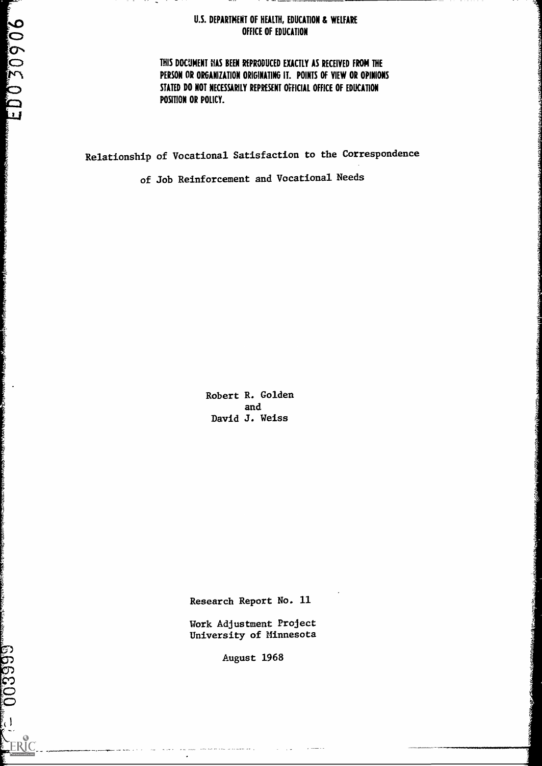U.S. DEPARTMENT OF HEALTH, EDUCATION & WELFARE
OFFICE OF EDUCATION

THIS DOCUMENT HAS BEEN REPRODUCED EXACTLY AS RECEIVED FROM THE PERSON OR ORGANIZATION ORIGINATING IT. POINTS OF VIEW OR OPINIONS STATED DO NOT NECESSARILY REPRESENT OFFICIAL OFFICE OF EDUCATION POSITION OR POLICY.

ED030906

# Relationship of Vocational Satisfaction to the Correspondence of Job Reinforcement and Vocational Needs

Robert R. Golden
and
David J. Weiss

Research Report No. 11

Work Adjustment Project
University of Minnesota

August 1968

CG003999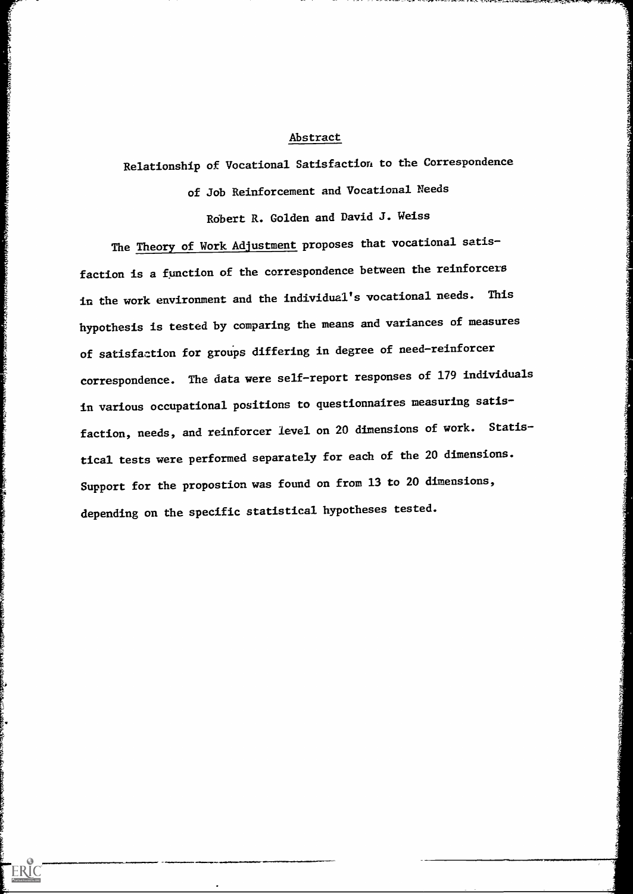## Abstract

### Relationship of Vocational Satisfaction to the Correspondence of Job Reinforcement and Vocational Needs

Robert R. Golden and David J. Weiss

The Theory of Work Adjustment proposes that vocational satisfaction is a function of the correspondence between the reinforcers in the work environment and the individual's vocational needs. This hypothesis is tested by comparing the means and variances of measures of satisfaction for groups differing in degree of need-reinforcer correspondence. The data were self-report responses of 179 individuals in various occupational positions to questionnaires measuring satisfaction, needs, and reinforcer level on 20 dimensions of work. Statistical tests were performed separately for each of the 20 dimensions. Support for the propostion was found on from 13 to 20 dimensions, depending on the specific statistical hypotheses tested.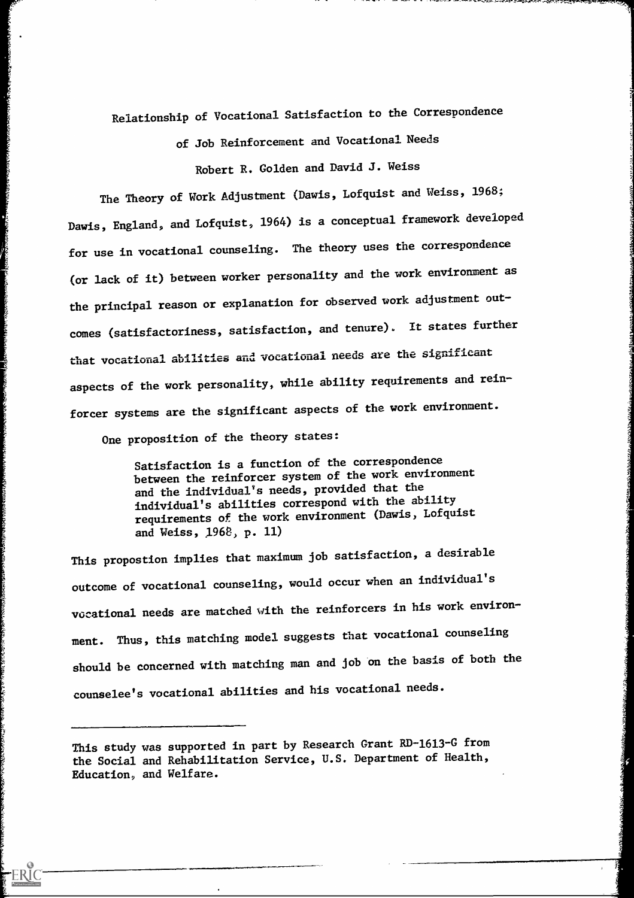# Relationship of Vocational Satisfaction to the Correspondence of Job Reinforcement and Vocational Needs

Robert R. Golden and David J. Weiss

The Theory of Work Adjustment (Dawis, Lofquist and Weiss, 1968; Dawis, England, and Lofquist, 1964) is a conceptual framework developed for use in vocational counseling. The theory uses the correspondence (or lack of it) between worker personality and the work environment as the principal reason or explanation for observed work adjustment outcomes (satisfactoriness, satisfaction, and tenure). It states further that vocational abilities and vocational needs are the significant aspects of the work personality, while ability requirements and reinforcer systems are the significant aspects of the work environment.

One proposition of the theory states:

> Satisfaction is a function of the correspondence between the reinforcer system of the work environment and the individual's needs, provided that the individual's abilities correspond with the ability requirements of the work environment (Dawis, Lofquist and Weiss, 1968, p. 11)

This propostion implies that maximum job satisfaction, a desirable outcome of vocational counseling, would occur when an individual's vocational needs are matched with the reinforcers in his work environment. Thus, this matching model suggests that vocational counseling should be concerned with matching man and job on the basis of both the counselee's vocational abilities and his vocational needs.

---

This study was supported in part by Research Grant RD-1613-G from the Social and Rehabilitation Service, U.S. Department of Health, Education, and Welfare.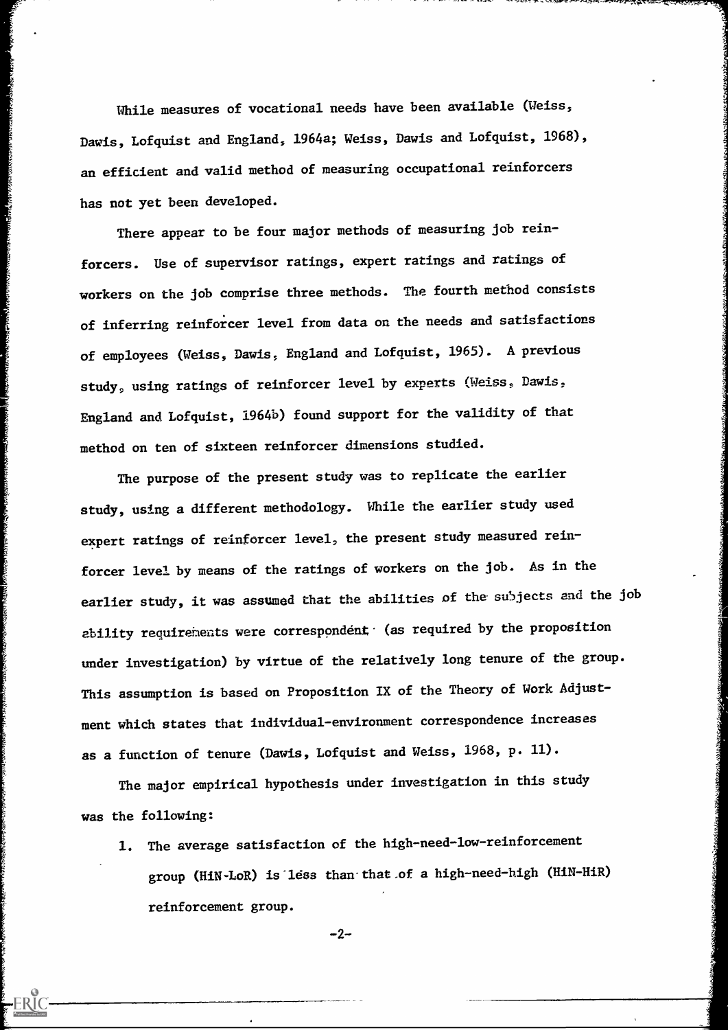While measures of vocational needs have been available (Weiss, Dawis, Lofquist and England, 1964a; Weiss, Dawis and Lofquist, 1968), an efficient and valid method of measuring occupational reinforcers has not yet been developed.

There appear to be four major methods of measuring job reinforcers. Use of supervisor ratings, expert ratings and ratings of workers on the job comprise three methods. The fourth method consists of inferring reinforcer level from data on the needs and satisfactions of employees (Weiss, Dawis, England and Lofquist, 1965). A previous study, using ratings of reinforcer level by experts (Weiss, Dawis, England and Lofquist, 1964b) found support for the validity of that method on ten of sixteen reinforcer dimensions studied.

The purpose of the present study was to replicate the earlier study, using a different methodology. While the earlier study used expert ratings of reinforcer level, the present study measured reinforcer level by means of the ratings of workers on the job. As in the earlier study, it was assumed that the abilities of the subjects and the job ability requirements were correspondent (as required by the proposition under investigation) by virtue of the relatively long tenure of the group. This assumption is based on Proposition IX of the Theory of Work Adjustment which states that individual-environment correspondence increases as a function of tenure (Dawis, Lofquist and Weiss, 1968, p. 11).

The major empirical hypothesis under investigation in this study was the following:

1. The average satisfaction of the high-need-low-reinforcement group (HiN-LoR) is less than that of a high-need-high (HiN-HiR) reinforcement group.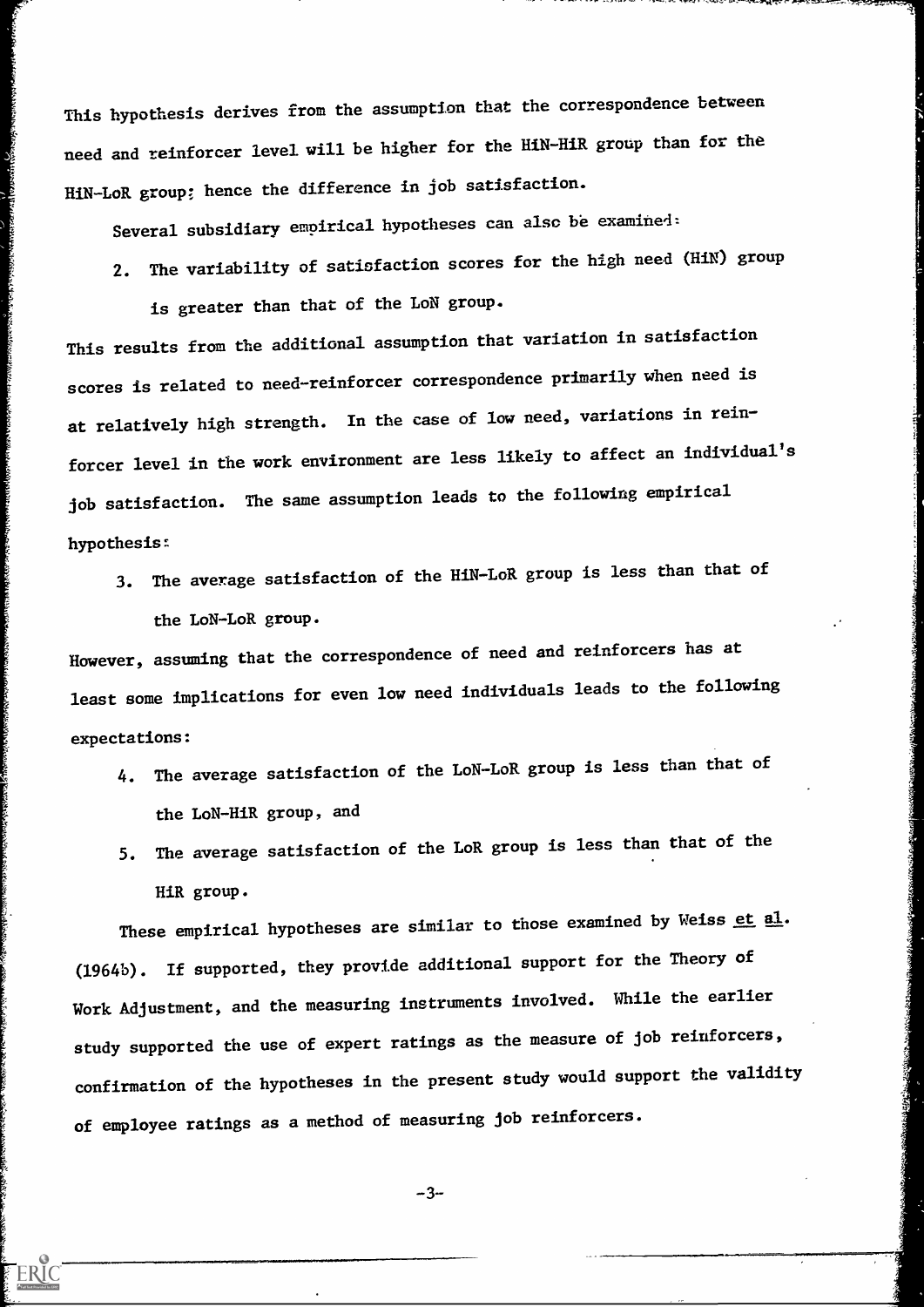This hypothesis derives from the assumption that the correspondence between need and reinforcer level will be higher for the HiN-HiR group than for the HiN-LoR group; hence the difference in job satisfaction.

Several subsidiary empirical hypotheses can also be examined:

2. The variability of satisfaction scores for the high need (HiN) group is greater than that of the LoN group.

This results from the additional assumption that variation in satisfaction scores is related to need-reinforcer correspondence primarily when need is at relatively high strength. In the case of low need, variations in reinforcer level in the work environment are less likely to affect an individual's job satisfaction. The same assumption leads to the following empirical hypothesis:

3. The average satisfaction of the HiN-LoR group is less than that of the LoN-LoR group.

However, assuming that the correspondence of need and reinforcers has at least some implications for even low need individuals leads to the following expectations:

4. The average satisfaction of the LoN-LoR group is less than that of the LoN-HiR group, and
5. The average satisfaction of the LoR group is less than that of the HiR group.

These empirical hypotheses are similar to those examined by Weiss _et al._ (1964b). If supported, they provide additional support for the Theory of Work Adjustment, and the measuring instruments involved. While the earlier study supported the use of expert ratings as the measure of job reinforcers, confirmation of the hypotheses in the present study would support the validity of employee ratings as a method of measuring job reinforcers.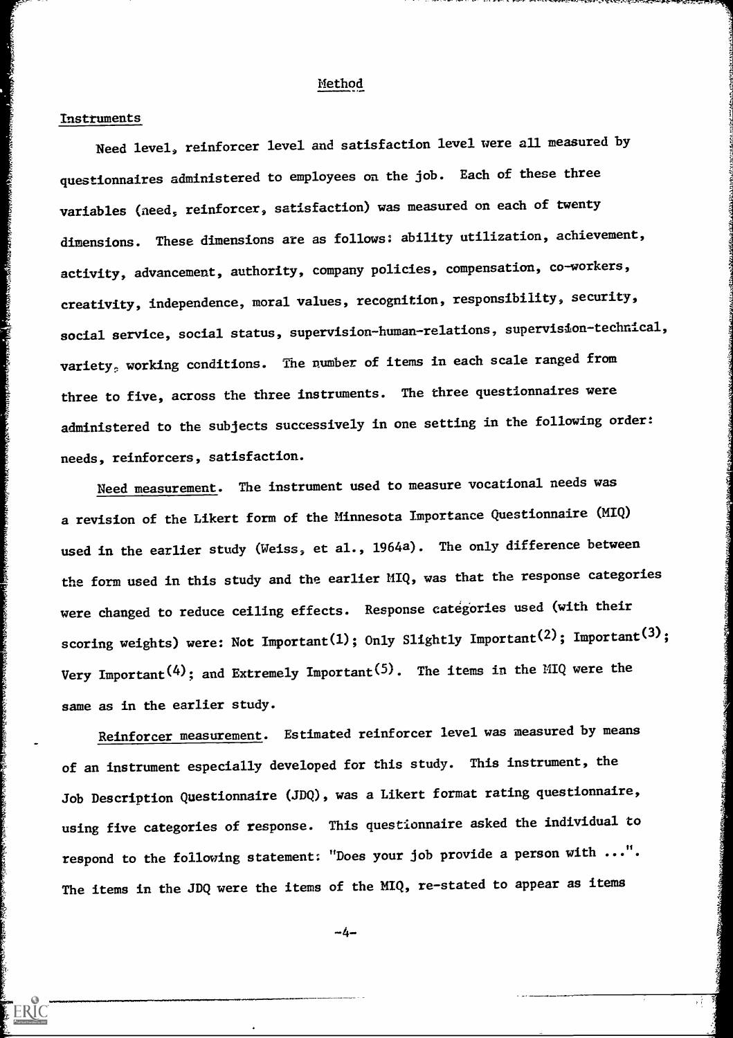## Method

### Instruments

Need level, reinforcer level and satisfaction level were all measured by questionnaires administered to employees on the job. Each of these three variables (need, reinforcer, satisfaction) was measured on each of twenty dimensions. These dimensions are as follows: ability utilization, achievement, activity, advancement, authority, company policies, compensation, co-workers, creativity, independence, moral values, recognition, responsibility, security, social service, social status, supervision-human-relations, supervision-technical, variety, working conditions. The number of items in each scale ranged from three to five, across the three instruments. The three questionnaires were administered to the subjects successively in one setting in the following order: needs, reinforcers, satisfaction.

*Need measurement.* The instrument used to measure vocational needs was a revision of the Likert form of the Minnesota Importance Questionnaire (MIQ) used in the earlier study (Weiss, et al., 1964a). The only difference between the form used in this study and the earlier MIQ, was that the response categories were changed to reduce ceiling effects. Response categories used (with their scoring weights) were: Not Important(1); Only Slightly Important(2); Important(3); Very Important(4); and Extremely Important(5). The items in the MIQ were the same as in the earlier study.

*Reinforcer measurement.* Estimated reinforcer level was measured by means of an instrument especially developed for this study. This instrument, the Job Description Questionnaire (JDQ), was a Likert format rating questionnaire, using five categories of response. This questionnaire asked the individual to respond to the following statement: "Does your job provide a person with ...". The items in the JDQ were the items of the MIQ, re-stated to appear as items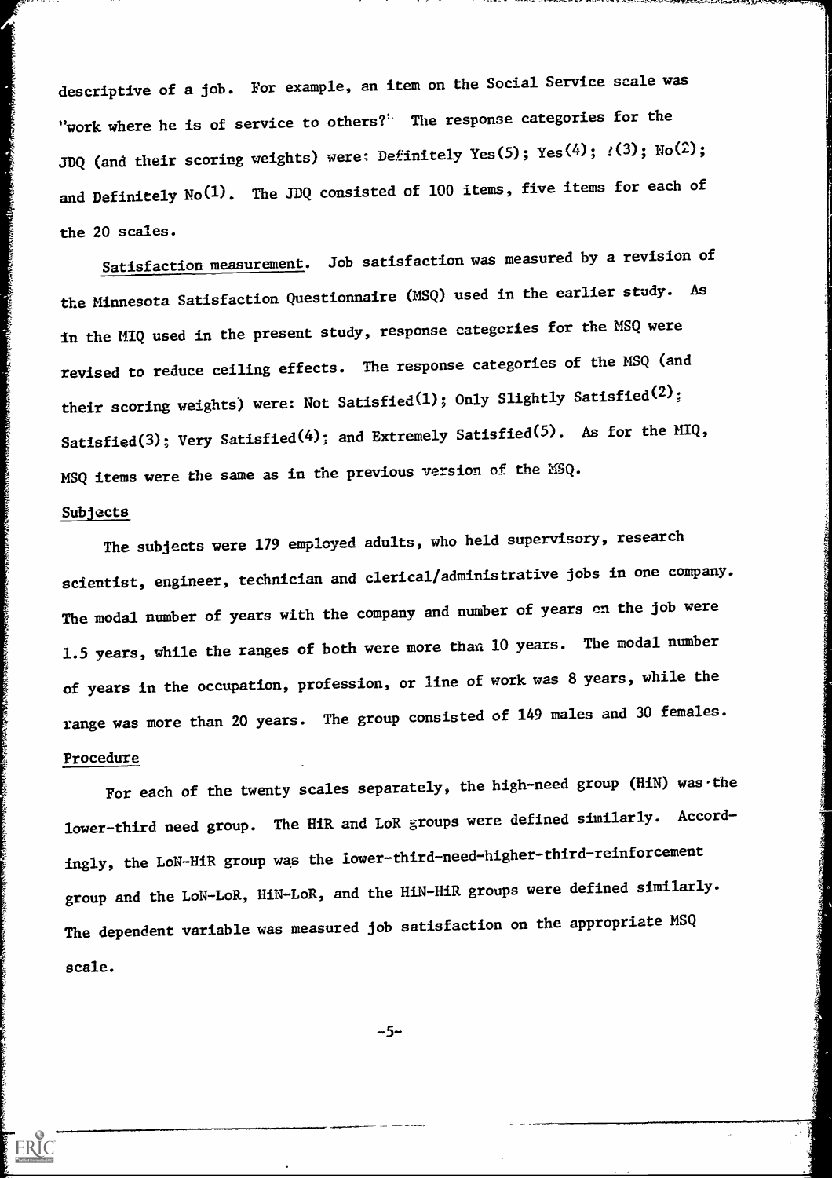descriptive of a job. For example, an item on the Social Service scale was "work where he is of service to others?" The response categories for the JDQ (and their scoring weights) were: Definitely Yes(5); Yes(4); ?(3); No(2); and Definitely No(1). The JDQ consisted of 100 items, five items for each of the 20 scales.

Satisfaction measurement. Job satisfaction was measured by a revision of the Minnesota Satisfaction Questionnaire (MSQ) used in the earlier study. As in the MIQ used in the present study, response categories for the MSQ were revised to reduce ceiling effects. The response categories of the MSQ (and their scoring weights) were: Not Satisfied(1); Only Slightly Satisfied(2); Satisfied(3); Very Satisfied(4); and Extremely Satisfied(5). As for the MIQ, MSQ items were the same as in the previous version of the MSQ.

## Subjects

The subjects were 179 employed adults, who held supervisory, research scientist, engineer, technician and clerical/administrative jobs in one company. The modal number of years with the company and number of years on the job were 1.5 years, while the ranges of both were more than 10 years. The modal number of years in the occupation, profession, or line of work was 8 years, while the range was more than 20 years. The group consisted of 149 males and 30 females.

## Procedure

For each of the twenty scales separately, the high-need group (HiN) was the lower-third need group. The HiR and LoR groups were defined similarly. Accordingly, the LoN-HiR group was the lower-third-need-higher-third-reinforcement group and the LoN-LoR, HiN-LoR, and the HiN-HiR groups were defined similarly. The dependent variable was measured job satisfaction on the appropriate MSQ scale.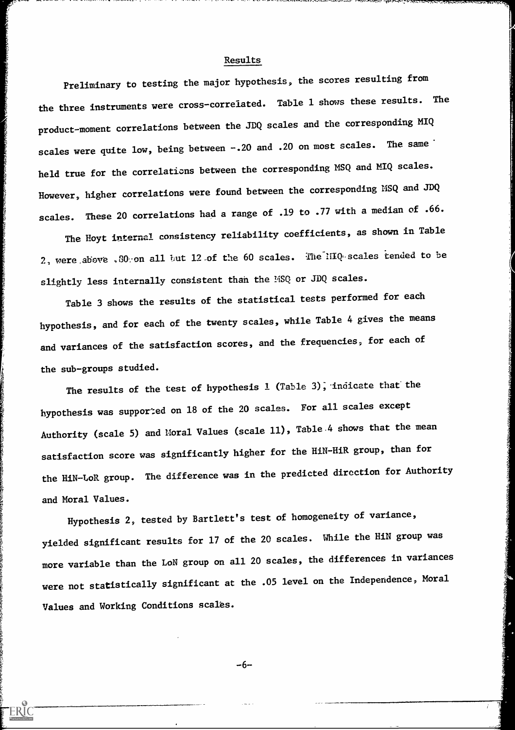## Results

Preliminary to testing the major hypothesis, the scores resulting from the three instruments were cross-correlated. Table 1 shows these results. The product-moment correlations between the JDQ scales and the corresponding MIQ scales were quite low, being between -.20 and .20 on most scales. The same held true for the correlations between the corresponding MSQ and MIQ scales. However, higher correlations were found between the corresponding MSQ and JDQ scales. These 20 correlations had a range of .19 to .77 with a median of .66.

The Hoyt internal consistency reliability coefficients, as shown in Table 2, were above .80 on all but 12 of the 60 scales. The MIQ scales tended to be slightly less internally consistent than the MSQ or JDQ scales.

Table 3 shows the results of the statistical tests performed for each hypothesis, and for each of the twenty scales, while Table 4 gives the means and variances of the satisfaction scores, and the frequencies, for each of the sub-groups studied.

The results of the test of hypothesis 1 (Table 3), indicate that the hypothesis was supported on 18 of the 20 scales. For all scales except Authority (scale 5) and Moral Values (scale 11), Table 4 shows that the mean satisfaction score was significantly higher for the HiN-HiR group, than for the HiN-LoR group. The difference was in the predicted direction for Authority and Moral Values.

Hypothesis 2, tested by Bartlett's test of homogeneity of variance, yielded significant results for 17 of the 20 scales. While the HiN group was more variable than the LoN group on all 20 scales, the differences in variances were not statistically significant at the .05 level on the Independence, Moral Values and Working Conditions scales.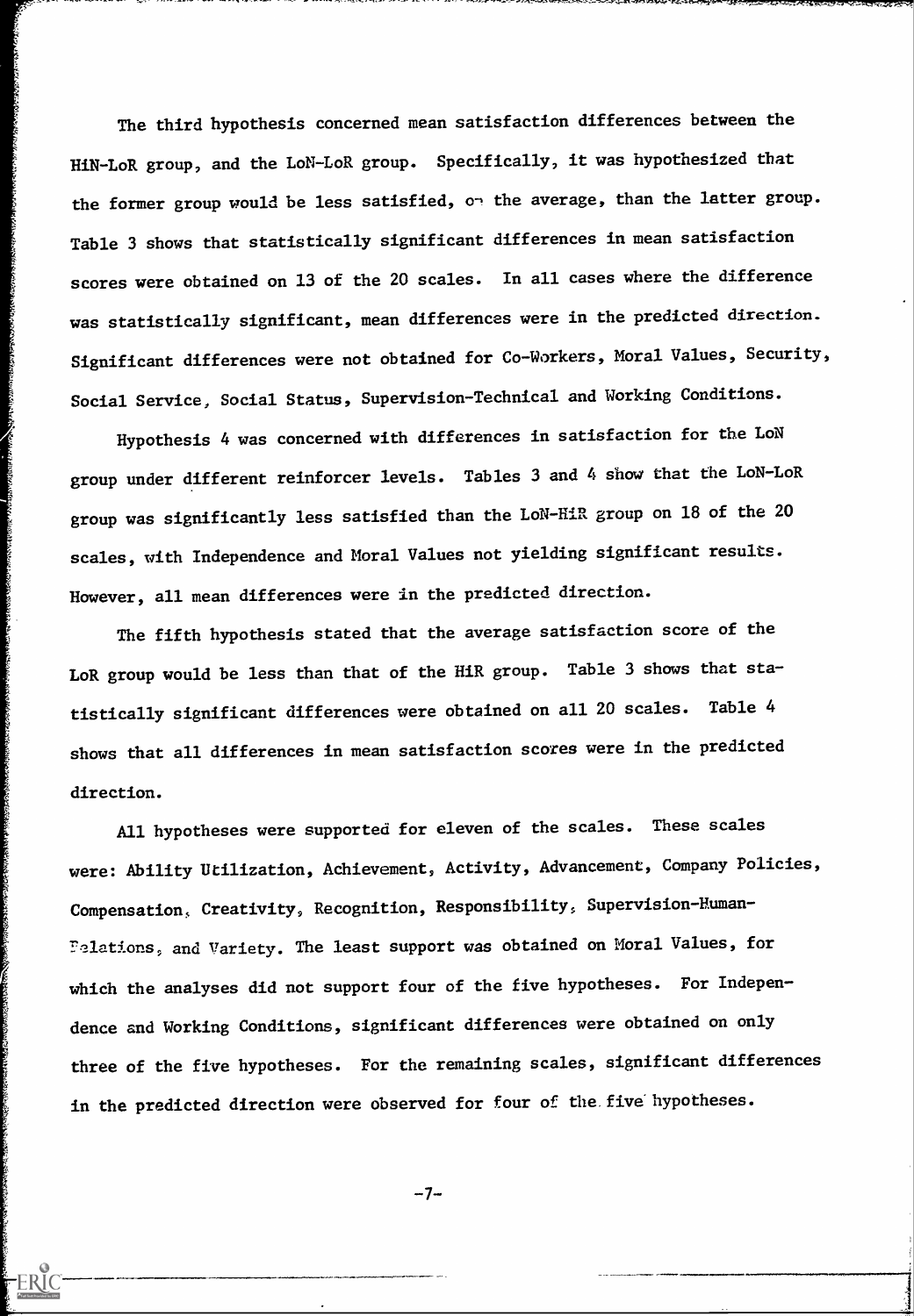The third hypothesis concerned mean satisfaction differences between the HiN-LoR group, and the LoN-LoR group. Specifically, it was hypothesized that the former group would be less satisfied, on the average, than the latter group. Table 3 shows that statistically significant differences in mean satisfaction scores were obtained on 13 of the 20 scales. In all cases where the difference was statistically significant, mean differences were in the predicted direction. Significant differences were not obtained for Co-Workers, Moral Values, Security, Social Service, Social Status, Supervision-Technical and Working Conditions.

Hypothesis 4 was concerned with differences in satisfaction for the LoN group under different reinforcer levels. Tables 3 and 4 show that the LoN-LoR group was significantly less satisfied than the LoN-HiR group on 18 of the 20 scales, with Independence and Moral Values not yielding significant results. However, all mean differences were in the predicted direction.

The fifth hypothesis stated that the average satisfaction score of the LoR group would be less than that of the HiR group. Table 3 shows that statistically significant differences were obtained on all 20 scales. Table 4 shows that all differences in mean satisfaction scores were in the predicted direction.

All hypotheses were supported for eleven of the scales. These scales were: Ability Utilization, Achievement, Activity, Advancement, Company Policies, Compensation, Creativity, Recognition, Responsibility, Supervision-Human-Relations, and Variety. The least support was obtained on Moral Values, for which the analyses did not support four of the five hypotheses. For Independence and Working Conditions, significant differences were obtained on only three of the five hypotheses. For the remaining scales, significant differences in the predicted direction were observed for four of the five hypotheses.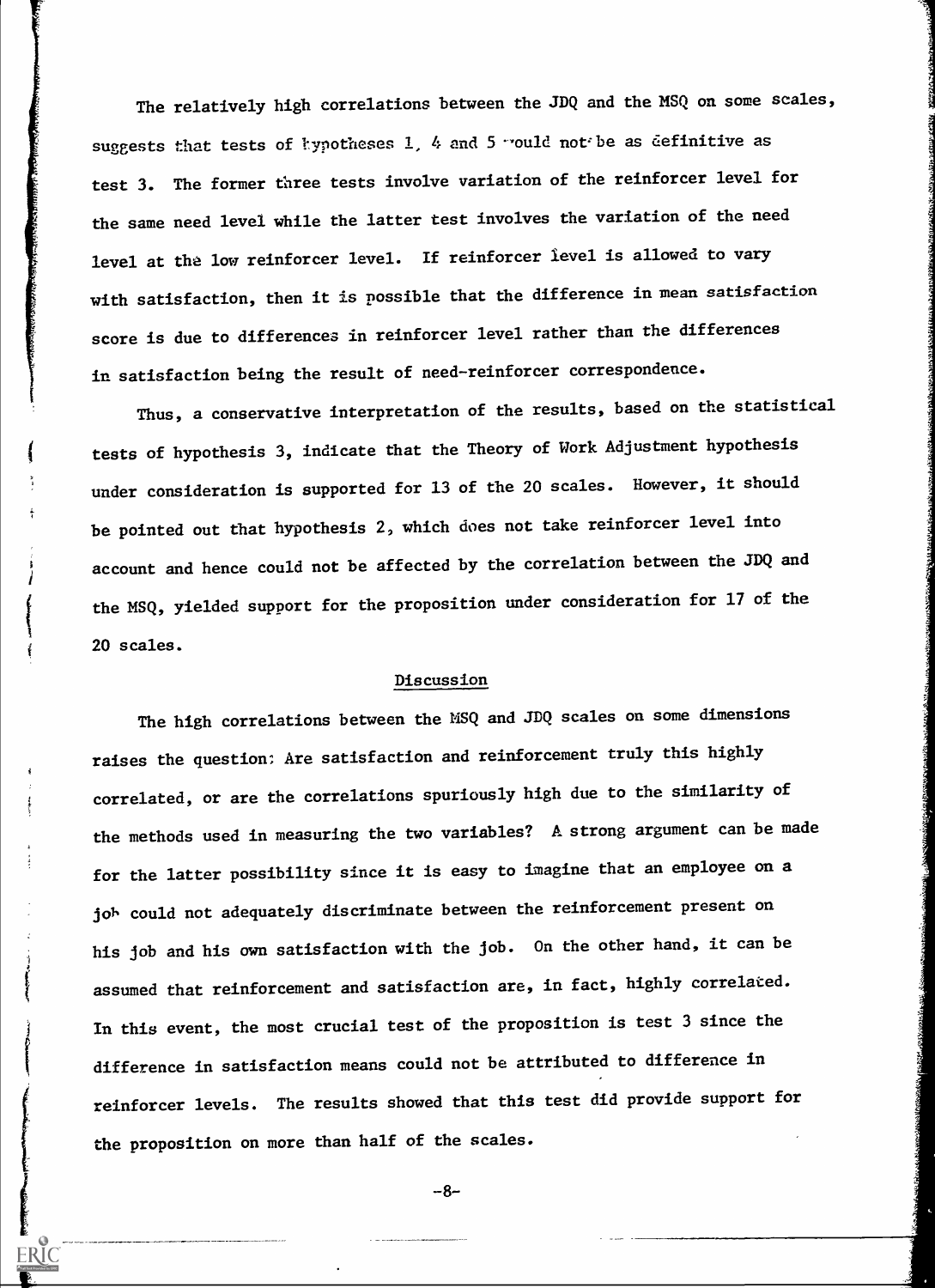The relatively high correlations between the JDQ and the MSQ on some scales, suggests that tests of hypotheses 1, 4 and 5 would not be as definitive as test 3. The former three tests involve variation of the reinforcer level for the same need level while the latter test involves the variation of the need level at the low reinforcer level. If reinforcer level is allowed to vary with satisfaction, then it is possible that the difference in mean satisfaction score is due to differences in reinforcer level rather than the differences in satisfaction being the result of need-reinforcer correspondence.

Thus, a conservative interpretation of the results, based on the statistical tests of hypothesis 3, indicate that the Theory of Work Adjustment hypothesis under consideration is supported for 13 of the 20 scales. However, it should be pointed out that hypothesis 2, which does not take reinforcer level into account and hence could not be affected by the correlation between the JDQ and the MSQ, yielded support for the proposition under consideration for 17 of the 20 scales.

## Discussion

The high correlations between the MSQ and JDQ scales on some dimensions raises the question: Are satisfaction and reinforcement truly this highly correlated, or are the correlations spuriously high due to the similarity of the methods used in measuring the two variables? A strong argument can be made for the latter possibility since it is easy to imagine that an employee on a job could not adequately discriminate between the reinforcement present on his job and his own satisfaction with the job. On the other hand, it can be assumed that reinforcement and satisfaction are, in fact, highly correlated. In this event, the most crucial test of the proposition is test 3 since the difference in satisfaction means could not be attributed to difference in reinforcer levels. The results showed that this test did provide support for the proposition on more than half of the scales.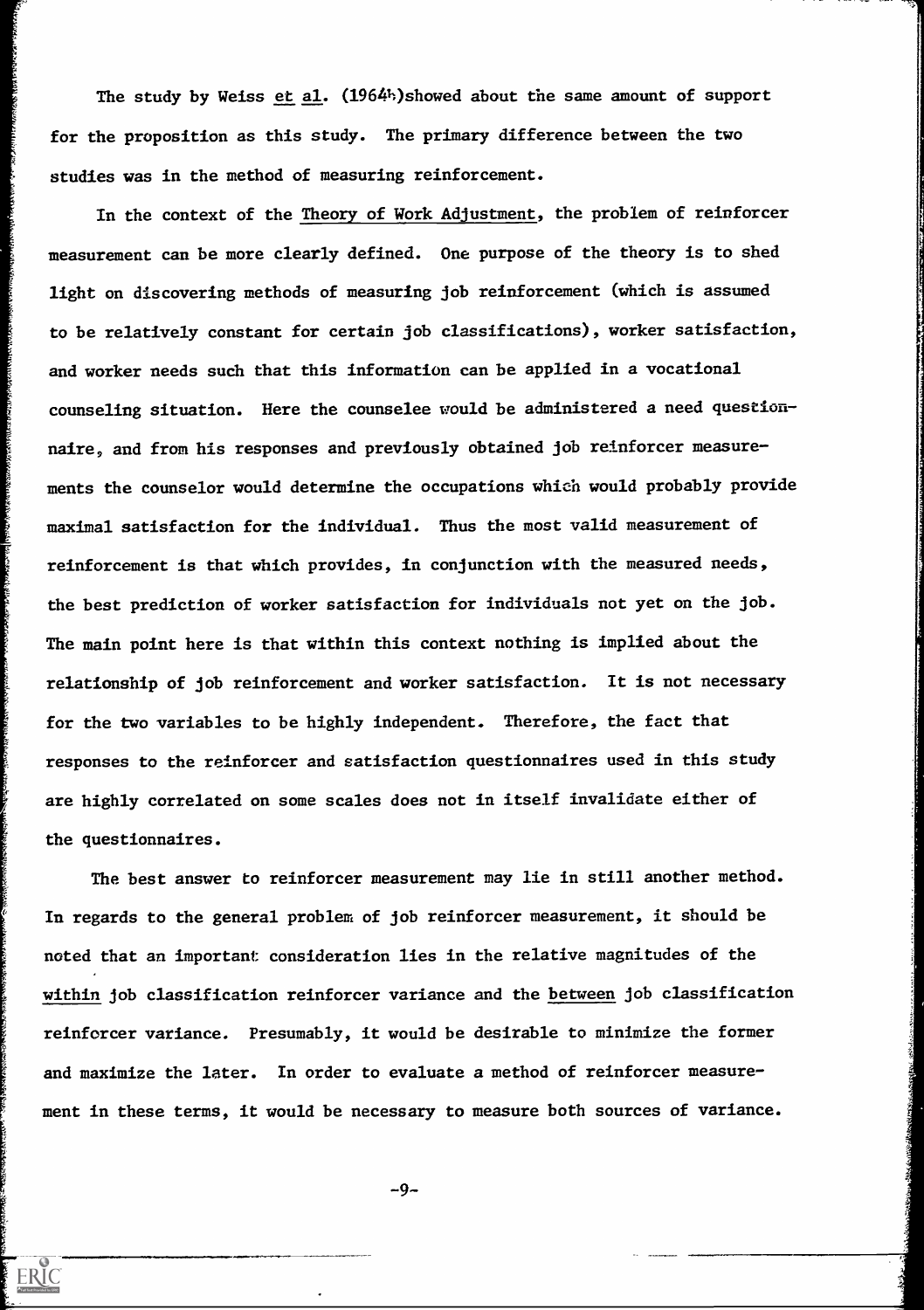The study by Weiss *et al*. (1964b) showed about the same amount of support for the proposition as this study. The primary difference between the two studies was in the method of measuring reinforcement.

In the context of the Theory of Work Adjustment, the problem of reinforcer measurement can be more clearly defined. One purpose of the theory is to shed light on discovering methods of measuring job reinforcement (which is assumed to be relatively constant for certain job classifications), worker satisfaction, and worker needs such that this information can be applied in a vocational counseling situation. Here the counselee would be administered a need questionnaire, and from his responses and previously obtained job reinforcer measurements the counselor would determine the occupations which would probably provide maximal satisfaction for the individual. Thus the most valid measurement of reinforcement is that which provides, in conjunction with the measured needs, the best prediction of worker satisfaction for individuals not yet on the job. The main point here is that within this context nothing is implied about the relationship of job reinforcement and worker satisfaction. It is not necessary for the two variables to be highly independent. Therefore, the fact that responses to the reinforcer and satisfaction questionnaires used in this study are highly correlated on some scales does not in itself invalidate either of the questionnaires.

The best answer to reinforcer measurement may lie in still another method. In regards to the general problem of job reinforcer measurement, it should be noted that an important consideration lies in the relative magnitudes of the *within* job classification reinforcer variance and the *between* job classification reinforcer variance. Presumably, it would be desirable to minimize the former and maximize the later. In order to evaluate a method of reinforcer measurement in these terms, it would be necessary to measure both sources of variance.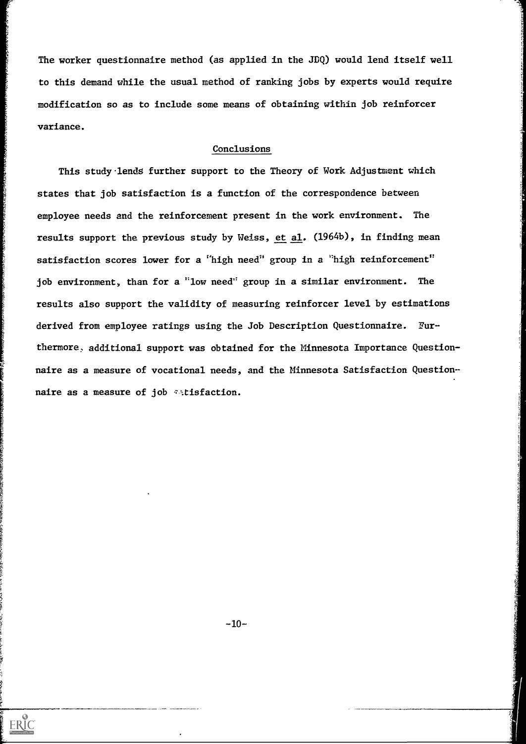The worker questionnaire method (as applied in the JDQ) would lend itself well to this demand while the usual method of ranking jobs by experts would require modification so as to include some means of obtaining within job reinforcer variance.

## Conclusions

This study lends further support to the Theory of Work Adjustment which states that job satisfaction is a function of the correspondence between employee needs and the reinforcement present in the work environment. The results support the previous study by Weiss, et al. (1964b), in finding mean satisfaction scores lower for a "high need" group in a "high reinforcement" job environment, than for a "low need" group in a similar environment. The results also support the validity of measuring reinforcer level by estimations derived from employee ratings using the Job Description Questionnaire. Furthermore, additional support was obtained for the Minnesota Importance Questionnaire as a measure of vocational needs, and the Minnesota Satisfaction Questionnaire as a measure of job satisfaction.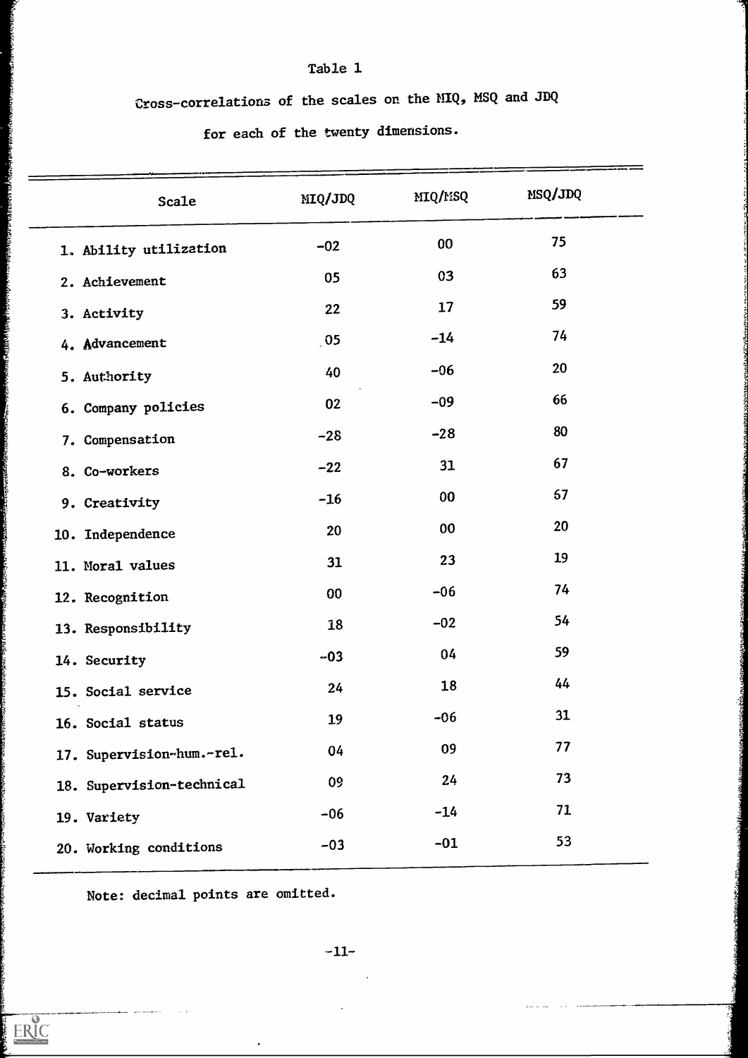Table 1

Cross-correlations of the scales on the MIQ, MSQ and JDQ

for each of the twenty dimensions.

| Scale | MIQ/JDQ | MIQ/MSQ | MSQ/JDQ |
|---|---|---|---|
| 1. Ability utilization | -02 | 00 | 75 |
| 2. Achievement | 05 | 03 | 63 |
| 3. Activity | 22 | 17 | 59 |
| 4. Advancement | 05 | -14 | 74 |
| 5. Authority | 40 | -06 | 20 |
| 6. Company policies | 02 | -09 | 66 |
| 7. Compensation | -28 | -28 | 80 |
| 8. Co-workers | -22 | 31 | 67 |
| 9. Creativity | -16 | 00 | 67 |
| 10. Independence | 20 | 00 | 20 |
| 11. Moral values | 31 | 23 | 19 |
| 12. Recognition | 00 | -06 | 74 |
| 13. Responsibility | 18 | -02 | 54 |
| 14. Security | -03 | 04 | 59 |
| 15. Social service | 24 | 18 | 44 |
| 16. Social status | 19 | -06 | 31 |
| 17. Supervision-hum.-rel. | 04 | 09 | 77 |
| 18. Supervision-technical | 09 | 24 | 73 |
| 19. Variety | -06 | -14 | 71 |
| 20. Working conditions | -03 | -01 | 53 |

Note: decimal points are omitted.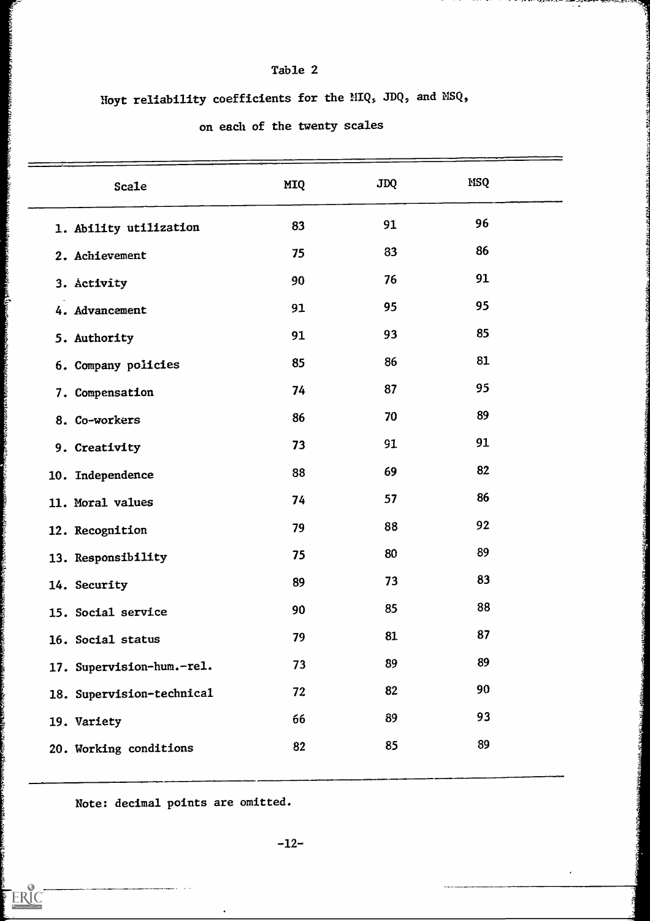Table 2

Hoyt reliability coefficients for the MIQ, JDQ, and MSQ, on each of the twenty scales

| Scale | MIQ | JDQ | MSQ |
|---|---|---|---|
| 1. Ability utilization | 83 | 91 | 96 |
| 2. Achievement | 75 | 83 | 86 |
| 3. Activity | 90 | 76 | 91 |
| 4. Advancement | 91 | 95 | 95 |
| 5. Authority | 91 | 93 | 85 |
| 6. Company policies | 85 | 86 | 81 |
| 7. Compensation | 74 | 87 | 95 |
| 8. Co-workers | 86 | 70 | 89 |
| 9. Creativity | 73 | 91 | 91 |
| 10. Independence | 88 | 69 | 82 |
| 11. Moral values | 74 | 57 | 86 |
| 12. Recognition | 79 | 88 | 92 |
| 13. Responsibility | 75 | 80 | 89 |
| 14. Security | 89 | 73 | 83 |
| 15. Social service | 90 | 85 | 88 |
| 16. Social status | 79 | 81 | 87 |
| 17. Supervision-hum.-rel. | 73 | 89 | 89 |
| 18. Supervision-technical | 72 | 82 | 90 |
| 19. Variety | 66 | 89 | 93 |
| 20. Working conditions | 82 | 85 | 89 |

Note: decimal points are omitted.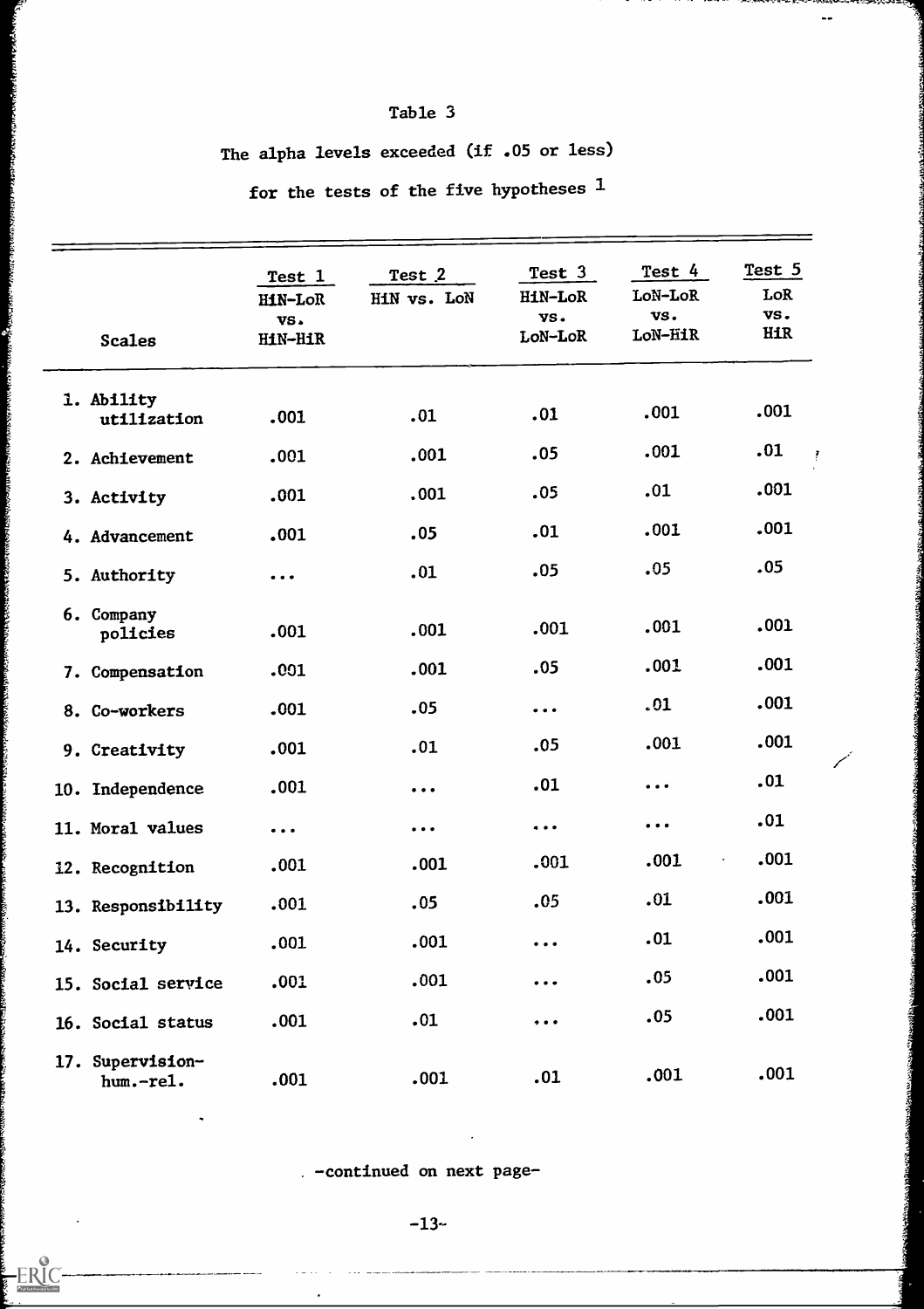Table 3

The alpha levels exceeded (if .05 or less)

for the tests of the five hypotheses [1]

| Scales | Test 1 HiN-LoR vs. HiN-HiR | Test 2 HiN vs. LoN | Test 3 HiN-LoR vs. LoN-LoR | Test 4 LoN-LoR vs. LoN-HiR | Test 5 LoR vs. HiR |
|---|---|---|---|---|---|
| 1. Ability utilization | .001 | .01 | .01 | .001 | .001 |
| 2. Achievement | .001 | .001 | .05 | .001 | .01 |
| 3. Activity | .001 | .001 | .05 | .01 | .001 |
| 4. Advancement | .001 | .05 | .01 | .001 | .001 |
| 5. Authority | ... | .01 | .05 | .05 | .05 |
| 6. Company policies | .001 | .001 | .001 | .001 | .001 |
| 7. Compensation | .001 | .001 | .05 | .001 | .001 |
| 8. Co-workers | .001 | .05 | ... | .01 | .001 |
| 9. Creativity | .001 | .01 | .05 | .001 | .001 |
| 10. Independence | .001 | ... | .01 | ... | .01 |
| 11. Moral values | ... | ... | ... | ... | .01 |
| 12. Recognition | .001 | .001 | .001 | .001 | .001 |
| 13. Responsibility | .001 | .05 | .05 | .01 | .001 |
| 14. Security | .001 | .001 | ... | .01 | .001 |
| 15. Social service | .001 | .001 | ... | .05 | .001 |
| 16. Social status | .001 | .01 | ... | .05 | .001 |
| 17. Supervision-hum.-rel. | .001 | .001 | .01 | .001 | .001 |

-continued on next page-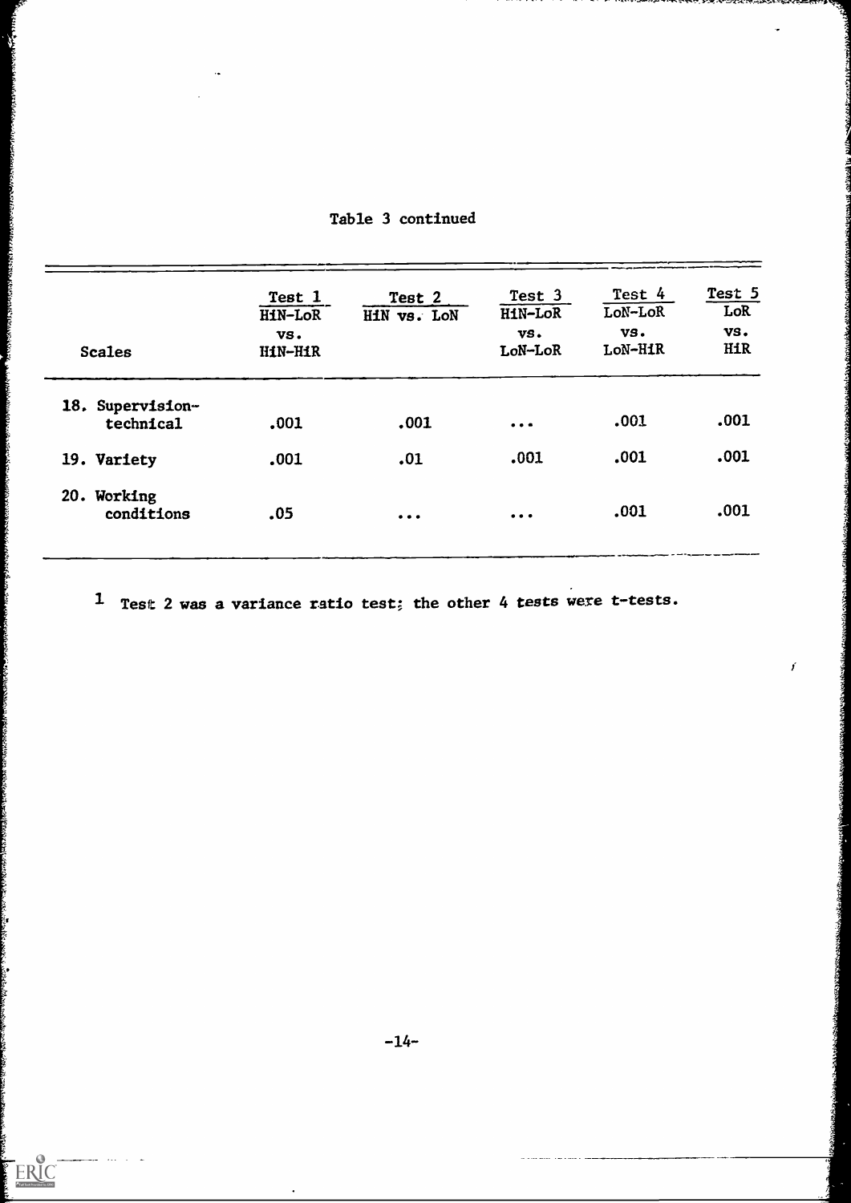Table 3 continued

| Scales | Test 1 HiN-LoR vs. HiN-HiR | Test 2 HiN vs. LoN | Test 3 HiN-LoR vs. LoN-LoR | Test 4 LoN-LoR vs. LoN-HiR | Test 5 LoR vs. HiR |
|---|---|---|---|---|---|
| 18. Supervision-technical | .001 | .001 | ... | .001 | .001 |
| 19. Variety | .001 | .01 | .001 | .001 | .001 |
| 20. Working conditions | .05 | ... | ... | .001 | .001 |

[1] Test 2 was a variance ratio test; the other 4 tests were t-tests.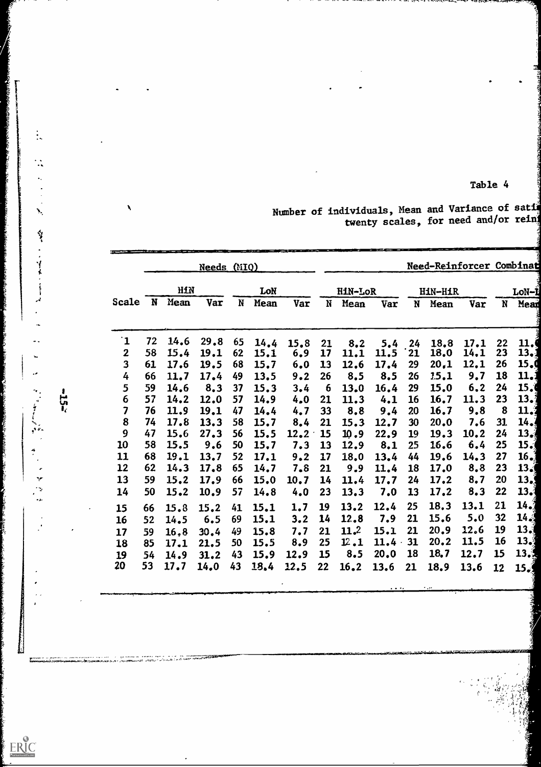Table 4

Number of individuals, Mean and Variance of sati[s...] twenty scales, for need and/or rein[forcer...]

| | Needs (MIQ) | | | | | | Need-Reinforcer Combinat[ions] | | | | | | | |
|---|---|---|---|---|---|---|---|---|---|---|---|---|---|---|
| | HiN | | | LoN | | | HiN-LoR | | | HiN-HiR | | | LoN-[...] | |
| Scale | N | Mean | Var | N | Mean | Var | N | Mean | Var | N | Mean | Var | N | Mea[n] |
| 1 | 72 | 14.6 | 29.8 | 65 | 14.4 | 15.8 | 21 | 8.2 | 5.4 | 24 | 18.8 | 17.1 | 22 | 11.[...] |
| 2 | 58 | 15.4 | 19.1 | 62 | 15.1 | 6.9 | 17 | 11.1 | 11.5 | 21 | 18.0 | 14.1 | 23 | 13.[...] |
| 3 | 61 | 17.6 | 19.5 | 68 | 15.7 | 6.0 | 13 | 12.6 | 17.4 | 29 | 20.1 | 12.1 | 26 | 15.[...] |
| 4 | 66 | 11.7 | 17.4 | 49 | 13.5 | 9.2 | 26 | 8.5 | 8.5 | 26 | 15.1 | 9.7 | 18 | 11.[...] |
| 5 | 59 | 14.6 | 8.3 | 37 | 15.3 | 3.4 | 6 | 13.0 | 16.4 | 29 | 15.0 | 6.2 | 24 | 15.[...] |
| 6 | 57 | 14.2 | 12.0 | 57 | 14.9 | 4.0 | 21 | 11.3 | 4.1 | 16 | 16.7 | 11.3 | 23 | 13.[...] |
| 7 | 76 | 11.9 | 19.1 | 47 | 14.4 | 4.7 | 33 | 8.8 | 9.4 | 20 | 16.7 | 9.8 | 8 | 11.[...] |
| 8 | 74 | 17.8 | 13.3 | 58 | 15.7 | 8.4 | 21 | 15.3 | 12.7 | 30 | 20.0 | 7.6 | 31 | 14.[...] |
| 9 | 47 | 15.6 | 27.3 | 56 | 15.5 | 12.2 | 15 | 10.9 | 22.9 | 19 | 19.3 | 10.2 | 24 | 13.[...] |
| 10 | 58 | 15.5 | 9.6 | 50 | 15.7 | 7.3 | 13 | 12.9 | 8.1 | 25 | 16.6 | 6.4 | 25 | 15.[...] |
| 11 | 68 | 19.1 | 13.7 | 52 | 17.1 | 9.2 | 17 | 18.0 | 13.4 | 44 | 19.6 | 14.3 | 27 | 16.[...] |
| 12 | 62 | 14.3 | 17.8 | 65 | 14.7 | 7.8 | 21 | 9.9 | 11.4 | 18 | 17.0 | 8.8 | 23 | 13.[...] |
| 13 | 59 | 15.2 | 17.9 | 66 | 15.0 | 10.7 | 14 | 11.4 | 17.7 | 24 | 17.2 | 8.7 | 20 | 13.[...] |
| 14 | 50 | 15.2 | 10.9 | 57 | 14.8 | 4.0 | 23 | 13.3 | 7.0 | 13 | 17.2 | 8.3 | 22 | 13.[...] |
| 15 | 66 | 15.8 | 15.2 | 41 | 15.1 | 1.7 | 19 | 13.2 | 12.4 | 25 | 18.3 | 13.1 | 21 | 14.[...] |
| 16 | 52 | 14.5 | 6.5 | 69 | 15.1 | 3.2 | 14 | 12.8 | 7.9 | 21 | 15.6 | 5.0 | 32 | 14.[...] |
| 17 | 59 | 16.8 | 30.4 | 49 | 15.8 | 7.7 | 21 | 11.2 | 15.1 | 21 | 20.9 | 12.6 | 19 | 13.[...] |
| 18 | 85 | 17.1 | 21.5 | 50 | 15.5 | 8.9 | 25 | 12.1 | 11.4 | 31 | 20.2 | 11.5 | 16 | 13.[...] |
| 19 | 54 | 14.9 | 31.2 | 43 | 15.9 | 12.9 | 15 | 8.5 | 20.0 | 18 | 18.7 | 12.7 | 15 | 13.[...] |
| 20 | 53 | 17.7 | 14.0 | 43 | 18.4 | 12.5 | 22 | 16.2 | 13.6 | 21 | 18.9 | 13.6 | 12 | 15.[...] |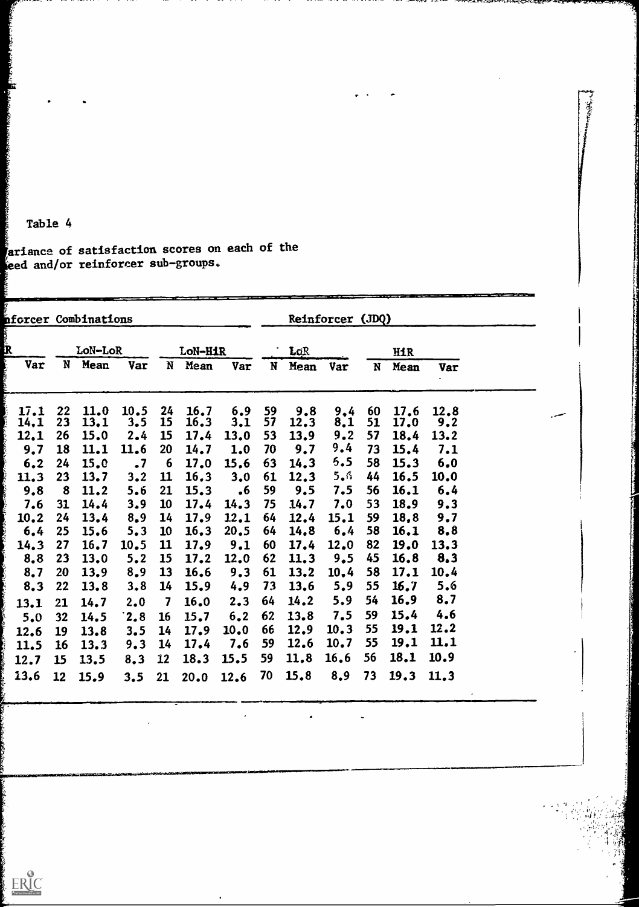Table 4

ariance of satisfaction scores on each of the eed and/or reinforcer sub-groups.

| nforcer Combinations | | | | | | | | Reinforcer (JDQ) | | | | | |
|---|---|---|---|---|---|---|---|---|---|---|---|---|---|
| R | LoN-LoR | | | LoN-HiR | | | LoR | | | HiR | | | |
| Var | N | Mean | Var | N | Mean | Var | N | Mean | Var | N | Mean | Var | |
| 17.1 | 22 | 11.0 | 10.5 | 24 | 16.7 | 6.9 | 59 | 9.8 | 9.4 | 60 | 17.6 | 12.8 | |
| 14.1 | 23 | 13.1 | 3.5 | 15 | 16.3 | 3.1 | 57 | 12.3 | 8.1 | 51 | 17.0 | 9.2 | |
| 12.1 | 26 | 15.0 | 2.4 | 15 | 17.4 | 13.0 | 53 | 13.9 | 9.2 | 57 | 18.4 | 13.2 | |
| 9.7 | 18 | 11.1 | 11.6 | 20 | 14.7 | 1.0 | 70 | 9.7 | 9.4 | 73 | 15.4 | 7.1 | |
| 6.2 | 24 | 15.0 | .7 | 6 | 17.0 | 15.6 | 63 | 14.3 | 6.5 | 58 | 15.3 | 6.0 | |
| 11.3 | 23 | 13.7 | 3.2 | 11 | 16.3 | 3.0 | 61 | 12.3 | 5.6 | 44 | 16.5 | 10.0 | |
| 9.8 | 8 | 11.2 | 5.6 | 21 | 15.3 | .6 | 59 | 9.5 | 7.5 | 56 | 16.1 | 6.4 | |
| 7.6 | 31 | 14.4 | 3.9 | 10 | 17.4 | 14.3 | 75 | 14.7 | 7.0 | 53 | 18.9 | 9.3 | |
| 10.2 | 24 | 13.4 | 8.9 | 14 | 17.9 | 12.1 | 64 | 12.4 | 15.1 | 59 | 18.8 | 9.7 | |
| 6.4 | 25 | 15.6 | 5.3 | 10 | 16.3 | 20.5 | 64 | 14.8 | 6.4 | 58 | 16.1 | 8.8 | |
| 14.3 | 27 | 16.7 | 10.5 | 11 | 17.9 | 9.1 | 60 | 17.4 | 12.0 | 82 | 19.0 | 13.3 | |
| 8.8 | 23 | 13.0 | 5.2 | 15 | 17.2 | 12.0 | 62 | 11.3 | 9.5 | 45 | 16.8 | 8.3 | |
| 8.7 | 20 | 13.9 | 8.9 | 13 | 16.6 | 9.3 | 61 | 13.2 | 10.4 | 58 | 17.1 | 10.4 | |
| 8.3 | 22 | 13.8 | 3.8 | 14 | 15.9 | 4.9 | 73 | 13.6 | 5.9 | 55 | 16.7 | 5.6 | |
| 13.1 | 21 | 14.7 | 2.0 | 7 | 16.0 | 2.3 | 64 | 14.2 | 5.9 | 54 | 16.9 | 8.7 | |
| 5.0 | 32 | 14.5 | 2.8 | 16 | 15.7 | 6.2 | 62 | 13.8 | 7.5 | 59 | 15.4 | 4.6 | |
| 12.6 | 19 | 13.8 | 3.5 | 14 | 17.9 | 10.0 | 66 | 12.9 | 10.3 | 55 | 19.1 | 12.2 | |
| 11.5 | 16 | 13.3 | 9.3 | 14 | 17.4 | 7.6 | 59 | 12.6 | 10.7 | 55 | 19.1 | 11.1 | |
| 12.7 | 15 | 13.5 | 8.3 | 12 | 18.3 | 15.5 | 59 | 11.8 | 16.6 | 56 | 18.1 | 10.9 | |
| 13.6 | 12 | 15.9 | 3.5 | 21 | 20.0 | 12.6 | 70 | 15.8 | 8.9 | 73 | 19.3 | 11.3 | |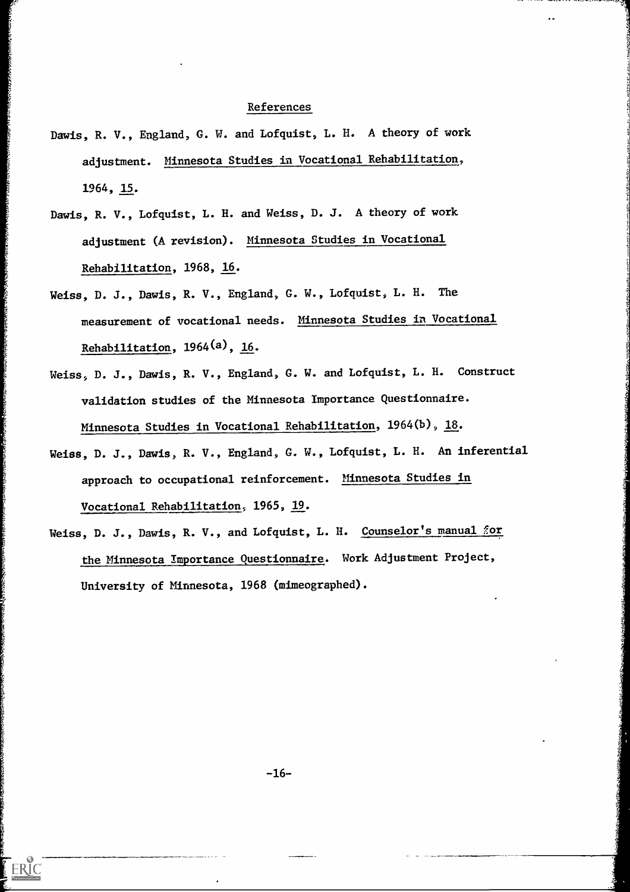## References

Dawis, R. V., England, G. W. and Lofquist, L. H. A theory of work adjustment. Minnesota Studies in Vocational Rehabilitation, 1964, 15.

Dawis, R. V., Lofquist, L. H. and Weiss, D. J. A theory of work adjustment (A revision). Minnesota Studies in Vocational Rehabilitation, 1968, 16.

Weiss, D. J., Dawis, R. V., England, G. W., Lofquist, L. H. The measurement of vocational needs. Minnesota Studies in Vocational Rehabilitation, 1964(a), 16.

Weiss, D. J., Dawis, R. V., England, G. W. and Lofquist, L. H. Construct validation studies of the Minnesota Importance Questionnaire. Minnesota Studies in Vocational Rehabilitation, 1964(b), 18.

Weiss, D. J., Dawis, R. V., England, G. W., Lofquist, L. H. An inferential approach to occupational reinforcement. Minnesota Studies in Vocational Rehabilitation, 1965, 19.

Weiss, D. J., Dawis, R. V., and Lofquist, L. H. Counselor's manual for the Minnesota Importance Questionnaire. Work Adjustment Project, University of Minnesota, 1968 (mimeographed).